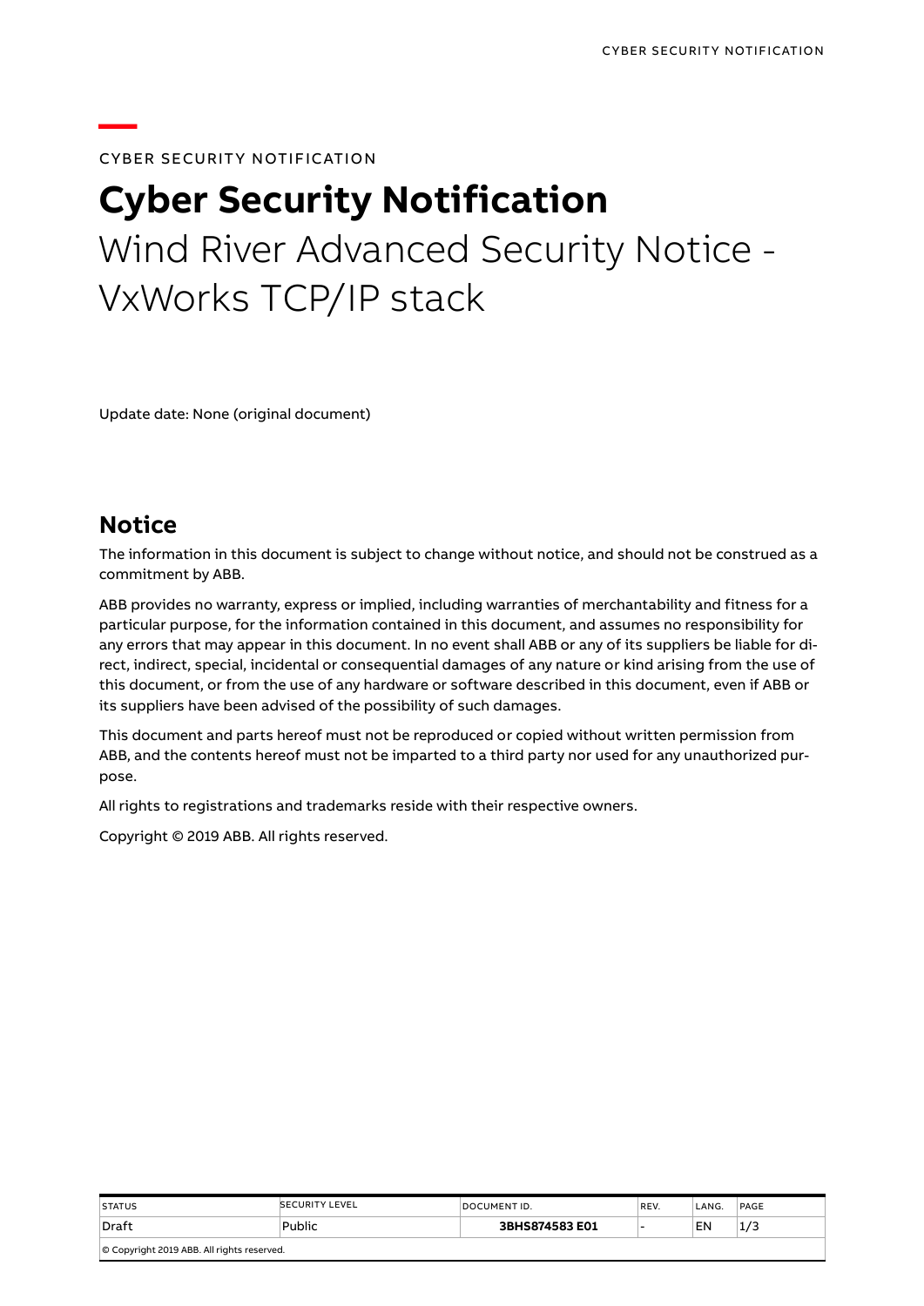CYBER SECURITY NOTIFICATION

# Cyber Security Notification

Wind River Advanced Security Notice - VxWorks TCP/IP stack

Update date: None (original document)

## Notice

The information in this document is subject to change without notice, and should not be construed as a commitment by ABB.

ABB provides no warranty, express or implied, including warranties of merchantability and fitness for a particular purpose, for the information contained in this document, and assumes no responsibility for any errors that may appear in this document. In no event shall ABB or any of its suppliers be liable for direct, indirect, special, incidental or consequential damages of any nature or kind arising from the use of this document, or from the use of any hardware or software described in this document, even if ABB or its suppliers have been advised of the possibility of such damages.

This document and parts hereof must not be reproduced or copied without written permission from ABB, and the contents hereof must not be imparted to a third party nor used for any unauthorized purpose.

All rights to registrations and trademarks reside with their respective owners.

Copyright © 2019 ABB. All rights reserved.

| STATUS | SECURITY LEVEL | DOCUMENT ID. | REV. | LANG. | PAGE |
|---|---|---|---|---|---|
| Draft | Public | **3BHS874583 E01** | - | EN | 1/3 |
| © Copyright 2019 ABB. All rights reserved. | | | | | |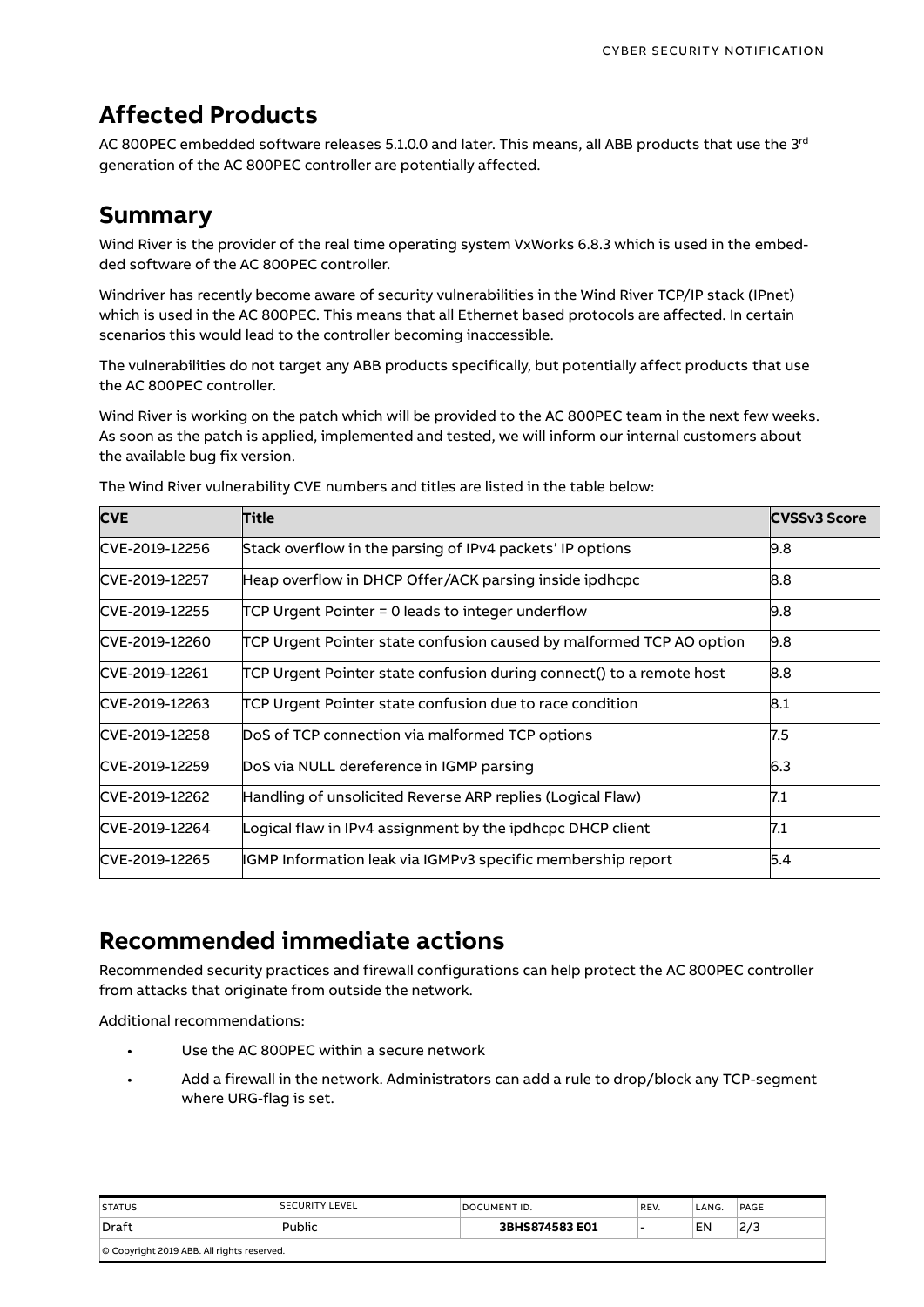## Affected Products

AC 800PEC embedded software releases 5.1.0.0 and later. This means, all ABB products that use the 3rd generation of the AC 800PEC controller are potentially affected.

## Summary

Wind River is the provider of the real time operating system VxWorks 6.8.3 which is used in the embedded software of the AC 800PEC controller.

Windriver has recently become aware of security vulnerabilities in the Wind River TCP/IP stack (IPnet) which is used in the AC 800PEC. This means that all Ethernet based protocols are affected. In certain scenarios this would lead to the controller becoming inaccessible.

The vulnerabilities do not target any ABB products specifically, but potentially affect products that use the AC 800PEC controller.

Wind River is working on the patch which will be provided to the AC 800PEC team in the next few weeks. As soon as the patch is applied, implemented and tested, we will inform our internal customers about the available bug fix version.

The Wind River vulnerability CVE numbers and titles are listed in the table below:

| CVE | Title | CVSSv3 Score |
|---|---|---|
| CVE-2019-12256 | Stack overflow in the parsing of IPv4 packets' IP options | 9.8 |
| CVE-2019-12257 | Heap overflow in DHCP Offer/ACK parsing inside ipdhcpc | 8.8 |
| CVE-2019-12255 | TCP Urgent Pointer = 0 leads to integer underflow | 9.8 |
| CVE-2019-12260 | TCP Urgent Pointer state confusion caused by malformed TCP AO option | 9.8 |
| CVE-2019-12261 | TCP Urgent Pointer state confusion during connect() to a remote host | 8.8 |
| CVE-2019-12263 | TCP Urgent Pointer state confusion due to race condition | 8.1 |
| CVE-2019-12258 | DoS of TCP connection via malformed TCP options | 7.5 |
| CVE-2019-12259 | DoS via NULL dereference in IGMP parsing | 6.3 |
| CVE-2019-12262 | Handling of unsolicited Reverse ARP replies (Logical Flaw) | 7.1 |
| CVE-2019-12264 | Logical flaw in IPv4 assignment by the ipdhcpc DHCP client | 7.1 |
| CVE-2019-12265 | IGMP Information leak via IGMPv3 specific membership report | 5.4 |

## Recommended immediate actions

Recommended security practices and firewall configurations can help protect the AC 800PEC controller from attacks that originate from outside the network.

Additional recommendations:

- Use the AC 800PEC within a secure network
- Add a firewall in the network. Administrators can add a rule to drop/block any TCP-segment where URG-flag is set.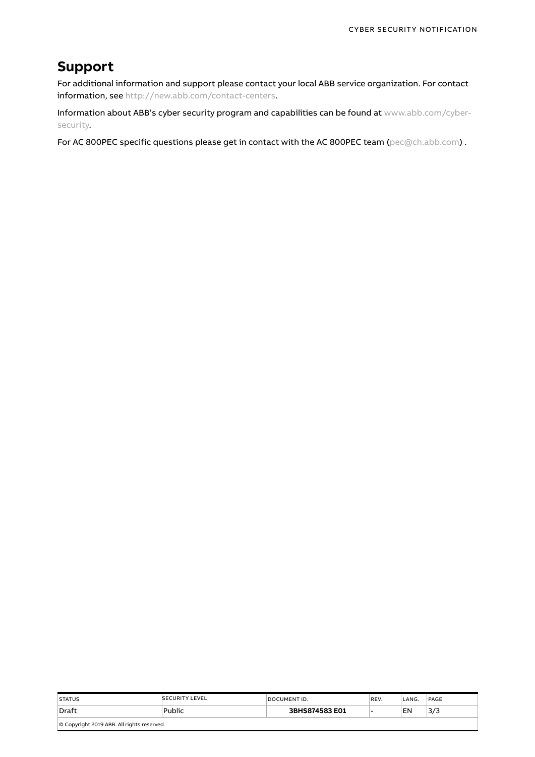## Support

For additional information and support please contact your local ABB service organization. For contact information, see http://new.abb.com/contact-centers.

Information about ABB's cyber security program and capabilities can be found at www.abb.com/cyber-security.

For AC 800PEC specific questions please get in contact with the AC 800PEC team (pec@ch.abb.com) .